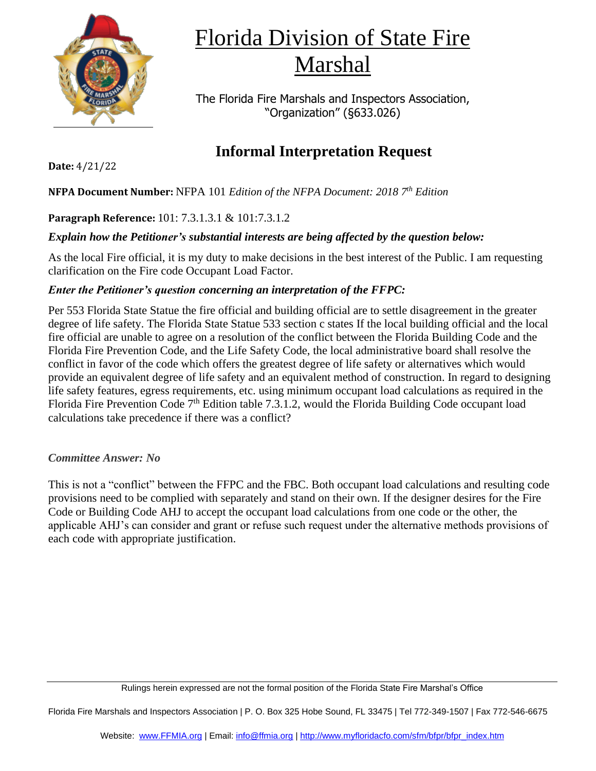# Florida Division of State Fire Marshal

The Florida Fire Marshals and Inspectors Association, "Organization" (§633.026)

## Informal Interpretation Request

**Date:** 4/21/22

**NFPA Document Number:** NFPA 101 *Edition of the NFPA Document: 2018 7th Edition*

**Paragraph Reference:** 101: 7.3.1.3.1 & 101:7.3.1.2

***Explain how the Petitioner's substantial interests are being affected by the question below:***

As the local Fire official, it is my duty to make decisions in the best interest of the Public. I am requesting clarification on the Fire code Occupant Load Factor.

***Enter the Petitioner's question concerning an interpretation of the FFPC:***

Per 553 Florida State Statue the fire official and building official are to settle disagreement in the greater degree of life safety. The Florida State Statue 533 section c states If the local building official and the local fire official are unable to agree on a resolution of the conflict between the Florida Building Code and the Florida Fire Prevention Code, and the Life Safety Code, the local administrative board shall resolve the conflict in favor of the code which offers the greatest degree of life safety or alternatives which would provide an equivalent degree of life safety and an equivalent method of construction. In regard to designing life safety features, egress requirements, etc. using minimum occupant load calculations as required in the Florida Fire Prevention Code 7th Edition table 7.3.1.2, would the Florida Building Code occupant load calculations take precedence if there was a conflict?

*Committee Answer: No*

This is not a "conflict" between the FFPC and the FBC. Both occupant load calculations and resulting code provisions need to be complied with separately and stand on their own. If the designer desires for the Fire Code or Building Code AHJ to accept the occupant load calculations from one code or the other, the applicable AHJ's can consider and grant or refuse such request under the alternative methods provisions of each code with appropriate justification.

Rulings herein expressed are not the formal position of the Florida State Fire Marshal's Office

Florida Fire Marshals and Inspectors Association | P. O. Box 325 Hobe Sound, FL 33475 | Tel 772-349-1507 | Fax 772-546-6675

Website: www.FFMIA.org | Email: info@ffmia.org | http://www.myfloridacfo.com/sfm/bfpr/bfpr_index.htm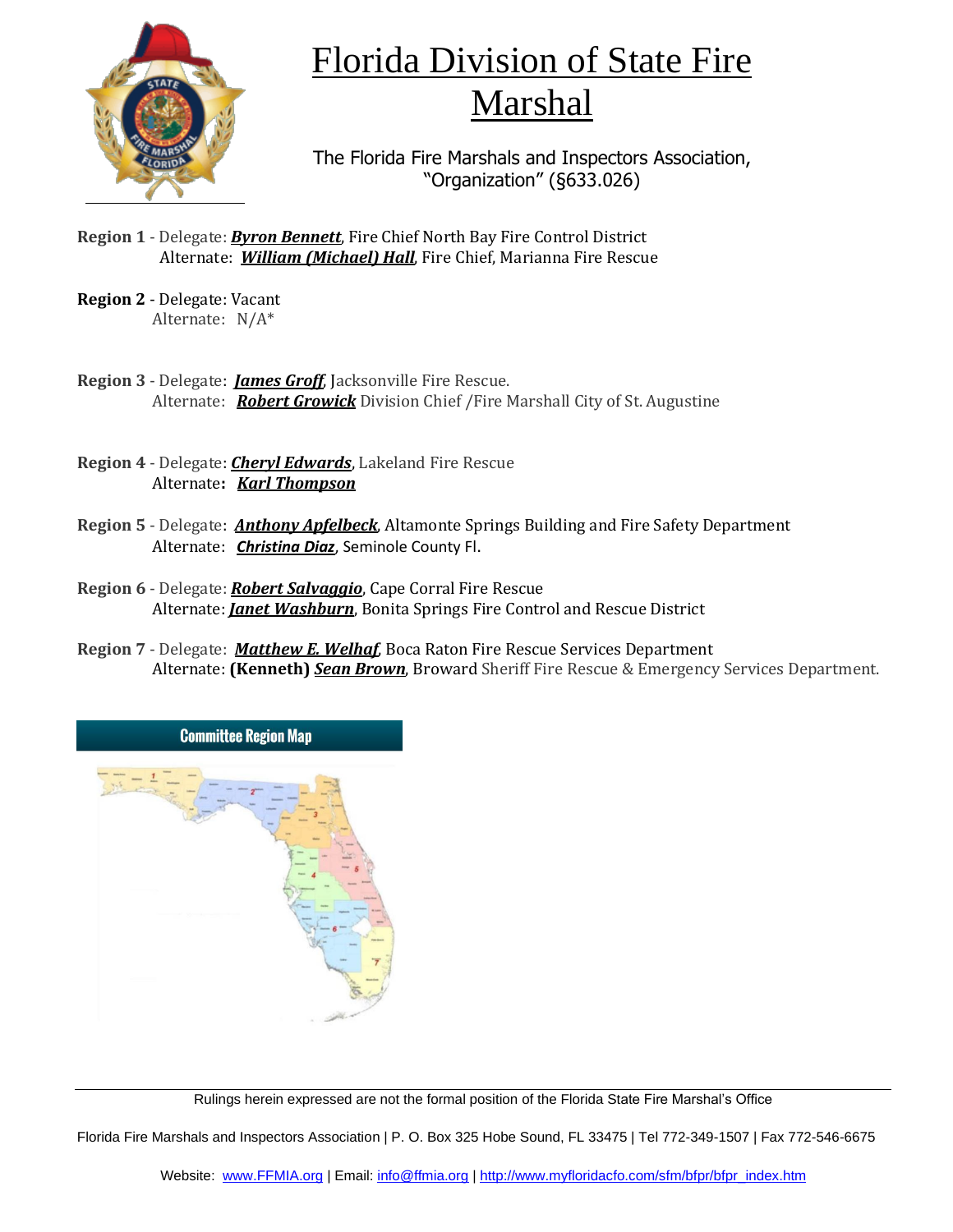# Florida Division of State Fire Marshal

The Florida Fire Marshals and Inspectors Association, "Organization" (§633.026)

**Region 1** - Delegate: ***Byron Bennett***, Fire Chief North Bay Fire Control District
Alternate: ***William (Michael) Hall***, Fire Chief, Marianna Fire Rescue

**Region 2** - Delegate: Vacant
Alternate: N/A*

**Region 3** - Delegate: ***James Groff***, Jacksonville Fire Rescue.
Alternate: ***Robert Growick*** Division Chief /Fire Marshall City of St. Augustine

**Region 4** - Delegate: ***Cheryl Edwards***, Lakeland Fire Rescue
Alternate**:** ***Karl Thompson***

**Region 5** - Delegate: ***Anthony Apfelbeck***, Altamonte Springs Building and Fire Safety Department
Alternate: ***Christina Diaz***, Seminole County Fl.

**Region 6** - Delegate: ***Robert Salvaggio***, Cape Corral Fire Rescue
Alternate: ***Janet Washburn***, Bonita Springs Fire Control and Rescue District

**Region 7** - Delegate: ***Matthew E. Welhaf***, Boca Raton Fire Rescue Services Department
Alternate: **(Kenneth)** ***Sean Brown***, Broward Sheriff Fire Rescue & Emergency Services Department.

**Committee Region Map**

1
2
3
4
5
6
7

Rulings herein expressed are not the formal position of the Florida State Fire Marshal's Office

Florida Fire Marshals and Inspectors Association | P. O. Box 325 Hobe Sound, FL 33475 | Tel 772-349-1507 | Fax 772-546-6675

Website: www.FFMIA.org | Email: info@ffmia.org | http://www.myfloridacfo.com/sfm/bfpr/bfpr_index.htm